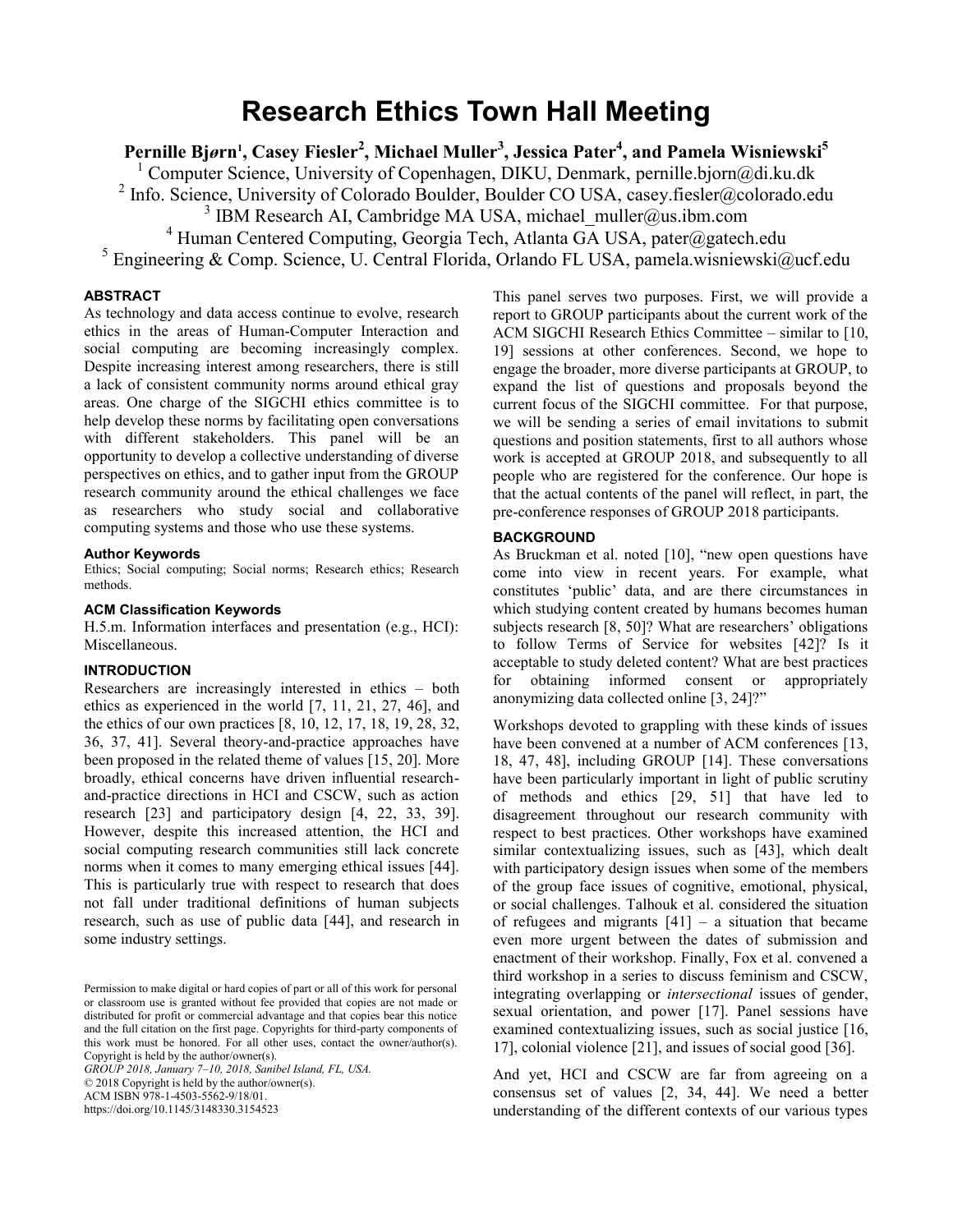# Research Ethics Town Hall Meeting

**Pernille Bjørn[1], Casey Fiesler[2], Michael Muller[3], Jessica Pater[4], and Pamela Wisniewski[5]**

[1] Computer Science, University of Copenhagen, DIKU, Denmark, pernille.bjorn@di.ku.dk
[2] Info. Science, University of Colorado Boulder, Boulder CO USA, casey.fiesler@colorado.edu
[3] IBM Research AI, Cambridge MA USA, michael_muller@us.ibm.com
[4] Human Centered Computing, Georgia Tech, Atlanta GA USA, pater@gatech.edu
[5] Engineering & Comp. Science, U. Central Florida, Orlando FL USA, pamela.wisniewski@ucf.edu

## ABSTRACT

As technology and data access continue to evolve, research ethics in the areas of Human-Computer Interaction and social computing are becoming increasingly complex. Despite increasing interest among researchers, there is still a lack of consistent community norms around ethical gray areas. One charge of the SIGCHI ethics committee is to help develop these norms by facilitating open conversations with different stakeholders. This panel will be an opportunity to develop a collective understanding of diverse perspectives on ethics, and to gather input from the GROUP research community around the ethical challenges we face as researchers who study social and collaborative computing systems and those who use these systems.

### Author Keywords

Ethics; Social computing; Social norms; Research ethics; Research methods.

### ACM Classification Keywords

H.5.m. Information interfaces and presentation (e.g., HCI): Miscellaneous.

## INTRODUCTION

Researchers are increasingly interested in ethics – both ethics as experienced in the world [7, 11, 21, 27, 46], and the ethics of our own practices [8, 10, 12, 17, 18, 19, 28, 32, 36, 37, 41]. Several theory-and-practice approaches have been proposed in the related theme of values [15, 20]. More broadly, ethical concerns have driven influential research-and-practice directions in HCI and CSCW, such as action research [23] and participatory design [4, 22, 33, 39]. However, despite this increased attention, the HCI and social computing research communities still lack concrete norms when it comes to many emerging ethical issues [44]. This is particularly true with respect to research that does not fall under traditional definitions of human subjects research, such as use of public data [44], and research in some industry settings.

Permission to make digital or hard copies of part or all of this work for personal or classroom use is granted without fee provided that copies are not made or distributed for profit or commercial advantage and that copies bear this notice and the full citation on the first page. Copyrights for third-party components of this work must be honored. For all other uses, contact the owner/author(s). Copyright is held by the author/owner(s).
*GROUP 2018, January 7–10, 2018, Sanibel Island, FL, USA.*
© 2018 Copyright is held by the owner/author(s).
ACM ISBN 978-1-4503-5562-9/18/01.
https://doi.org/10.1145/3148330.3154523

This panel serves two purposes. First, we will provide a report to GROUP participants about the current work of the ACM SIGCHI Research Ethics Committee – similar to [10, 19] sessions at other conferences. Second, we hope to engage the broader, more diverse participants at GROUP, to expand the list of questions and proposals beyond the current focus of the SIGCHI committee. For that purpose, we will be sending a series of email invitations to submit questions and position statements, first to all authors whose work is accepted at GROUP 2018, and subsequently to all people who are registered for the conference. Our hope is that the actual contents of the panel will reflect, in part, the pre-conference responses of GROUP 2018 participants.

## BACKGROUND

As Bruckman et al. noted [10], "new open questions have come into view in recent years. For example, what constitutes 'public' data, and are there circumstances in which studying content created by humans becomes human subjects research [8, 50]? What are researchers' obligations to follow Terms of Service for websites [42]? Is it acceptable to study deleted content? What are best practices for obtaining informed consent or appropriately anonymizing data collected online [3, 24]?"

Workshops devoted to grappling with these kinds of issues have been convened at a number of ACM conferences [13, 18, 47, 48], including GROUP [14]. These conversations have been particularly important in light of public scrutiny of methods and ethics [29, 51] that have led to disagreement throughout our research community with respect to best practices. Other workshops have examined similar contextualizing issues, such as [43], which dealt with participatory design issues when some of the members of the group face issues of cognitive, emotional, physical, or social challenges. Talhouk et al. considered the situation of refugees and migrants [41] – a situation that became even more urgent between the dates of submission and enactment of their workshop. Finally, Fox et al. convened a third workshop in a series to discuss feminism and CSCW, integrating overlapping or *intersectional* issues of gender, sexual orientation, and power [17]. Panel sessions have examined contextualizing issues, such as social justice [16, 17], colonial violence [21], and issues of social good [36].

And yet, HCI and CSCW are far from agreeing on a consensus set of values [2, 34, 44]. We need a better understanding of the different contexts of our various types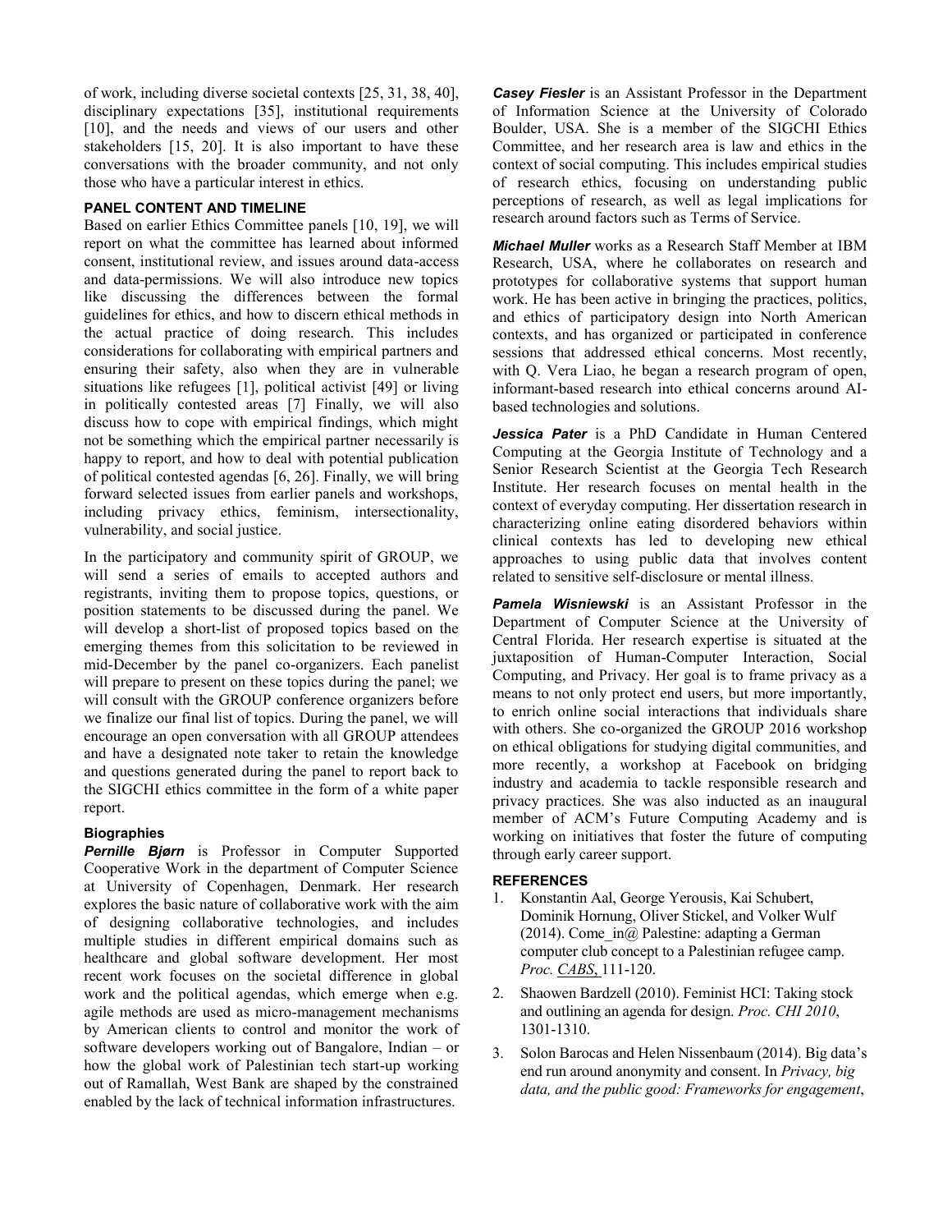of work, including diverse societal contexts [25, 31, 38, 40], disciplinary expectations [35], institutional requirements [10], and the needs and views of our users and other stakeholders [15, 20]. It is also important to have these conversations with the broader community, and not only those who have a particular interest in ethics.

## PANEL CONTENT AND TIMELINE

Based on earlier Ethics Committee panels [10, 19], we will report on what the committee has learned about informed consent, institutional review, and issues around data-access and data-permissions. We will also introduce new topics like discussing the differences between the formal guidelines for ethics, and how to discern ethical methods in the actual practice of doing research. This includes considerations for collaborating with empirical partners and ensuring their safety, also when they are in vulnerable situations like refugees [1], political activist [49] or living in politically contested areas [7] Finally, we will also discuss how to cope with empirical findings, which might not be something which the empirical partner necessarily is happy to report, and how to deal with potential publication of political contested agendas [6, 26]. Finally, we will bring forward selected issues from earlier panels and workshops, including privacy ethics, feminism, intersectionality, vulnerability, and social justice.

In the participatory and community spirit of GROUP, we will send a series of emails to accepted authors and registrants, inviting them to propose topics, questions, or position statements to be discussed during the panel. We will develop a short-list of proposed topics based on the emerging themes from this solicitation to be reviewed in mid-December by the panel co-organizers. Each panelist will prepare to present on these topics during the panel; we will consult with the GROUP conference organizers before we finalize our final list of topics. During the panel, we will encourage an open conversation with all GROUP attendees and have a designated note taker to retain the knowledge and questions generated during the panel to report back to the SIGCHI ethics committee in the form of a white paper report.

### Biographies

***Pernille Bjørn*** is Professor in Computer Supported Cooperative Work in the department of Computer Science at University of Copenhagen, Denmark. Her research explores the basic nature of collaborative work with the aim of designing collaborative technologies, and includes multiple studies in different empirical domains such as healthcare and global software development. Her most recent work focuses on the societal difference in global work and the political agendas, which emerge when e.g. agile methods are used as micro-management mechanisms by American clients to control and monitor the work of software developers working out of Bangalore, Indian – or how the global work of Palestinian tech start-up working out of Ramallah, West Bank are shaped by the constrained enabled by the lack of technical information infrastructures.

***Casey Fiesler*** is an Assistant Professor in the Department of Information Science at the University of Colorado Boulder, USA. She is a member of the SIGCHI Ethics Committee, and her research area is law and ethics in the context of social computing. This includes empirical studies of research ethics, focusing on understanding public perceptions of research, as well as legal implications for research around factors such as Terms of Service.

***Michael Muller*** works as a Research Staff Member at IBM Research, USA, where he collaborates on research and prototypes for collaborative systems that support human work. He has been active in bringing the practices, politics, and ethics of participatory design into North American contexts, and has organized or participated in conference sessions that addressed ethical concerns. Most recently, with Q. Vera Liao, he began a research program of open, informant-based research into ethical concerns around AI-based technologies and solutions.

***Jessica Pater*** is a PhD Candidate in Human Centered Computing at the Georgia Institute of Technology and a Senior Research Scientist at the Georgia Tech Research Institute. Her research focuses on mental health in the context of everyday computing. Her dissertation research in characterizing online eating disordered behaviors within clinical contexts has led to developing new ethical approaches to using public data that involves content related to sensitive self-disclosure or mental illness.

***Pamela Wisniewski*** is an Assistant Professor in the Department of Computer Science at the University of Central Florida. Her research expertise is situated at the juxtaposition of Human-Computer Interaction, Social Computing, and Privacy. Her goal is to frame privacy as a means to not only protect end users, but more importantly, to enrich online social interactions that individuals share with others. She co-organized the GROUP 2016 workshop on ethical obligations for studying digital communities, and more recently, a workshop at Facebook on bridging industry and academia to tackle responsible research and privacy practices. She was also inducted as an inaugural member of ACM's Future Computing Academy and is working on initiatives that foster the future of computing through early career support.

## REFERENCES

1. Konstantin Aal, George Yerousis, Kai Schubert, Dominik Hornung, Oliver Stickel, and Volker Wulf (2014). Come_in@ Palestine: adapting a German computer club concept to a Palestinian refugee camp. *Proc. CABS*, 111-120.
2. Shaowen Bardzell (2010). Feminist HCI: Taking stock and outlining an agenda for design. *Proc. CHI 2010*, 1301-1310.
3. Solon Barocas and Helen Nissenbaum (2014). Big data's end run around anonymity and consent. In *Privacy, big data, and the public good: Frameworks for engagement*,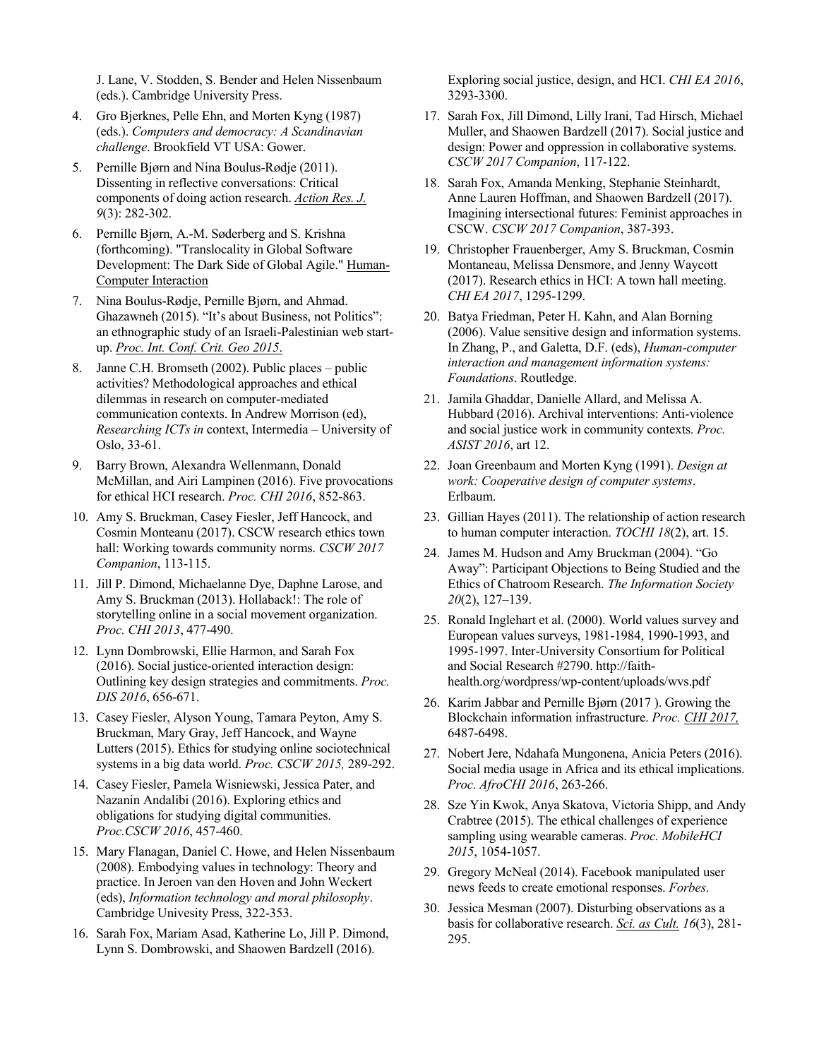J. Lane, V. Stodden, S. Bender and Helen Nissenbaum (eds.). Cambridge University Press.

4. Gro Bjerknes, Pelle Ehn, and Morten Kyng (1987) (eds.). *Computers and democracy: A Scandinavian challenge*. Brookfield VT USA: Gower.
5. Pernille Bjørn and Nina Boulus-Rødje (2011). Dissenting in reflective conversations: Critical components of doing action research. *Action Res. J. 9*(3): 282-302.
6. Pernille Bjørn, A.-M. Søderberg and S. Krishna (forthcoming). "Translocality in Global Software Development: The Dark Side of Global Agile." Human-Computer Interaction
7. Nina Boulus-Rødje, Pernille Bjørn, and Ahmad. Ghazawneh (2015). "It's about Business, not Politics": an ethnographic study of an Israeli-Palestinian web start-up. *Proc. Int. Conf. Crit. Geo 2015*.
8. Janne C.H. Bromseth (2002). Public places – public activities? Methodological approaches and ethical dilemmas in research on computer-mediated communication contexts. In Andrew Morrison (ed), *Researching ICTs in* context, Intermedia – University of Oslo, 33-61.
9. Barry Brown, Alexandra Wellenmann, Donald McMillan, and Airi Lampinen (2016). Five provocations for ethical HCI research. *Proc. CHI 2016*, 852-863.
10. Amy S. Bruckman, Casey Fiesler, Jeff Hancock, and Cosmin Monteanu (2017). CSCW research ethics town hall: Working towards community norms. *CSCW 2017 Companion*, 113-115.
11. Jill P. Dimond, Michaelanne Dye, Daphne Larose, and Amy S. Bruckman (2013). Hollaback!: The role of storytelling online in a social movement organization. *Proc. CHI 2013*, 477-490.
12. Lynn Dombrowski, Ellie Harmon, and Sarah Fox (2016). Social justice-oriented interaction design: Outlining key design strategies and commitments. *Proc. DIS 2016*, 656-671.
13. Casey Fiesler, Alyson Young, Tamara Peyton, Amy S. Bruckman, Mary Gray, Jeff Hancock, and Wayne Lutters (2015). Ethics for studying online sociotechnical systems in a big data world. *Proc. CSCW 2015,* 289-292.
14. Casey Fiesler, Pamela Wisniewski, Jessica Pater, and Nazanin Andalibi (2016). Exploring ethics and obligations for studying digital communities. *Proc.CSCW 2016*, 457-460.
15. Mary Flanagan, Daniel C. Howe, and Helen Nissenbaum (2008). Embodying values in technology: Theory and practice. In Jeroen van den Hoven and John Weckert (eds), *Information technology and moral philosophy*. Cambridge Univesity Press, 322-353.
16. Sarah Fox, Mariam Asad, Katherine Lo, Jill P. Dimond, Lynn S. Dombrowski, and Shaowen Bardzell (2016). Exploring social justice, design, and HCI. *CHI EA 2016*, 3293-3300.
17. Sarah Fox, Jill Dimond, Lilly Irani, Tad Hirsch, Michael Muller, and Shaowen Bardzell (2017). Social justice and design: Power and oppression in collaborative systems. *CSCW 2017 Companion*, 117-122.
18. Sarah Fox, Amanda Menking, Stephanie Steinhardt, Anne Lauren Hoffman, and Shaowen Bardzell (2017). Imagining intersectional futures: Feminist approaches in CSCW. *CSCW 2017 Companion*, 387-393.
19. Christopher Frauenberger, Amy S. Bruckman, Cosmin Montaneau, Melissa Densmore, and Jenny Waycott (2017). Research ethics in HCI: A town hall meeting. *CHI EA 2017*, 1295-1299.
20. Batya Friedman, Peter H. Kahn, and Alan Borning (2006). Value sensitive design and information systems. In Zhang, P., and Galetta, D.F. (eds), *Human-computer interaction and management information systems: Foundations*. Routledge.
21. Jamila Ghaddar, Danielle Allard, and Melissa A. Hubbard (2016). Archival interventions: Anti-violence and social justice work in community contexts. *Proc. ASIST 2016*, art 12.
22. Joan Greenbaum and Morten Kyng (1991). *Design at work: Cooperative design of computer systems*. Erlbaum.
23. Gillian Hayes (2011). The relationship of action research to human computer interaction. *TOCHI 18*(2), art. 15.
24. James M. Hudson and Amy Bruckman (2004). "Go Away": Participant Objections to Being Studied and the Ethics of Chatroom Research. *The Information Society 20*(2), 127–139.
25. Ronald Inglehart et al. (2000). World values survey and European values surveys, 1981-1984, 1990-1993, and 1995-1997. Inter-University Consortium for Political and Social Research #2790. http://faith-health.org/wordpress/wp-content/uploads/wvs.pdf
26. Karim Jabbar and Pernille Bjørn (2017 ). Growing the Blockchain information infrastructure. *Proc. CHI 2017,* 6487-6498.
27. Nobert Jere, Ndahafa Mungonena, Anicia Peters (2016). Social media usage in Africa and its ethical implications. *Proc. AfroCHI 2016*, 263-266.
28. Sze Yin Kwok, Anya Skatova, Victoria Shipp, and Andy Crabtree (2015). The ethical challenges of experience sampling using wearable cameras. *Proc. MobileHCI 2015*, 1054-1057.
29. Gregory McNeal (2014). Facebook manipulated user news feeds to create emotional responses. *Forbes*.
30. Jessica Mesman (2007). Disturbing observations as a basis for collaborative research. *Sci. as Cult. 16*(3), 281-295.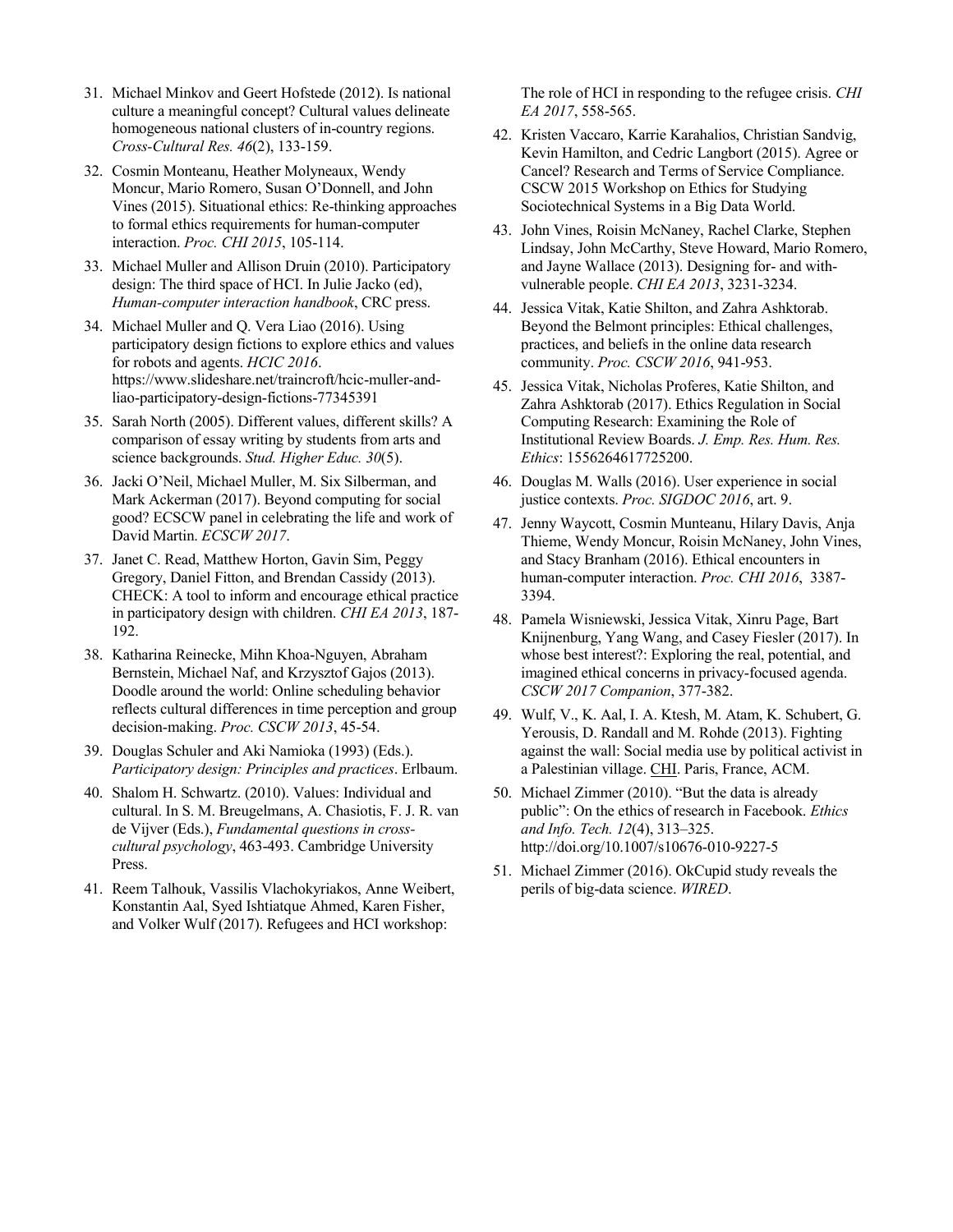31. Michael Minkov and Geert Hofstede (2012). Is national culture a meaningful concept? Cultural values delineate homogeneous national clusters of in-country regions. *Cross-Cultural Res. 46*(2), 133-159.
32. Cosmin Monteanu, Heather Molyneaux, Wendy Moncur, Mario Romero, Susan O'Donnell, and John Vines (2015). Situational ethics: Re-thinking approaches to formal ethics requirements for human-computer interaction. *Proc. CHI 2015*, 105-114.
33. Michael Muller and Allison Druin (2010). Participatory design: The third space of HCI. In Julie Jacko (ed), *Human-computer interaction handbook*, CRC press.
34. Michael Muller and Q. Vera Liao (2016). Using participatory design fictions to explore ethics and values for robots and agents. *HCIC 2016*. https://www.slideshare.net/traincroft/hcic-muller-and-liao-participatory-design-fictions-77345391
35. Sarah North (2005). Different values, different skills? A comparison of essay writing by students from arts and science backgrounds. *Stud. Higher Educ. 30*(5).
36. Jacki O'Neil, Michael Muller, M. Six Silberman, and Mark Ackerman (2017). Beyond computing for social good? ECSCW panel in celebrating the life and work of David Martin. *ECSCW 2017*.
37. Janet C. Read, Matthew Horton, Gavin Sim, Peggy Gregory, Daniel Fitton, and Brendan Cassidy (2013). CHECK: A tool to inform and encourage ethical practice in participatory design with children. *CHI EA 2013*, 187-192.
38. Katharina Reinecke, Mihn Khoa-Nguyen, Abraham Bernstein, Michael Naf, and Krzysztof Gajos (2013). Doodle around the world: Online scheduling behavior reflects cultural differences in time perception and group decision-making. *Proc. CSCW 2013*, 45-54.
39. Douglas Schuler and Aki Namioka (1993) (Eds.). *Participatory design: Principles and practices*. Erlbaum.
40. Shalom H. Schwartz. (2010). Values: Individual and cultural. In S. M. Breugelmans, A. Chasiotis, F. J. R. van de Vijver (Eds.), *Fundamental questions in cross-cultural psychology*, 463-493. Cambridge University Press.
41. Reem Talhouk, Vassilis Vlachokyriakos, Anne Weibert, Konstantin Aal, Syed Ishtiatque Ahmed, Karen Fisher, and Volker Wulf (2017). Refugees and HCI workshop: The role of HCI in responding to the refugee crisis. *CHI EA 2017*, 558-565.
42. Kristen Vaccaro, Karrie Karahalios, Christian Sandvig, Kevin Hamilton, and Cedric Langbort (2015). Agree or Cancel? Research and Terms of Service Compliance. CSCW 2015 Workshop on Ethics for Studying Sociotechnical Systems in a Big Data World.
43. John Vines, Roisin McNaney, Rachel Clarke, Stephen Lindsay, John McCarthy, Steve Howard, Mario Romero, and Jayne Wallace (2013). Designing for- and with-vulnerable people. *CHI EA 2013*, 3231-3234.
44. Jessica Vitak, Katie Shilton, and Zahra Ashktorab. Beyond the Belmont principles: Ethical challenges, practices, and beliefs in the online data research community. *Proc. CSCW 2016*, 941-953.
45. Jessica Vitak, Nicholas Proferes, Katie Shilton, and Zahra Ashktorab (2017). Ethics Regulation in Social Computing Research: Examining the Role of Institutional Review Boards. *J. Emp. Res. Hum. Res. Ethics*: 1556264617725200.
46. Douglas M. Walls (2016). User experience in social justice contexts. *Proc. SIGDOC 2016*, art. 9.
47. Jenny Waycott, Cosmin Munteanu, Hilary Davis, Anja Thieme, Wendy Moncur, Roisin McNaney, John Vines, and Stacy Branham (2016). Ethical encounters in human-computer interaction. *Proc. CHI 2016*, 3387-3394.
48. Pamela Wisniewski, Jessica Vitak, Xinru Page, Bart Knijnenburg, Yang Wang, and Casey Fiesler (2017). In whose best interest?: Exploring the real, potential, and imagined ethical concerns in privacy-focused agenda. *CSCW 2017 Companion*, 377-382.
49. Wulf, V., K. Aal, I. A. Ktesh, M. Atam, K. Schubert, G. Yerousis, D. Randall and M. Rohde (2013). Fighting against the wall: Social media use by political activist in a Palestinian village. CHI. Paris, France, ACM.
50. Michael Zimmer (2010). "But the data is already public": On the ethics of research in Facebook. *Ethics and Info. Tech. 12*(4), 313–325. http://doi.org/10.1007/s10676-010-9227-5
51. Michael Zimmer (2016). OkCupid study reveals the perils of big-data science. *WIRED*.